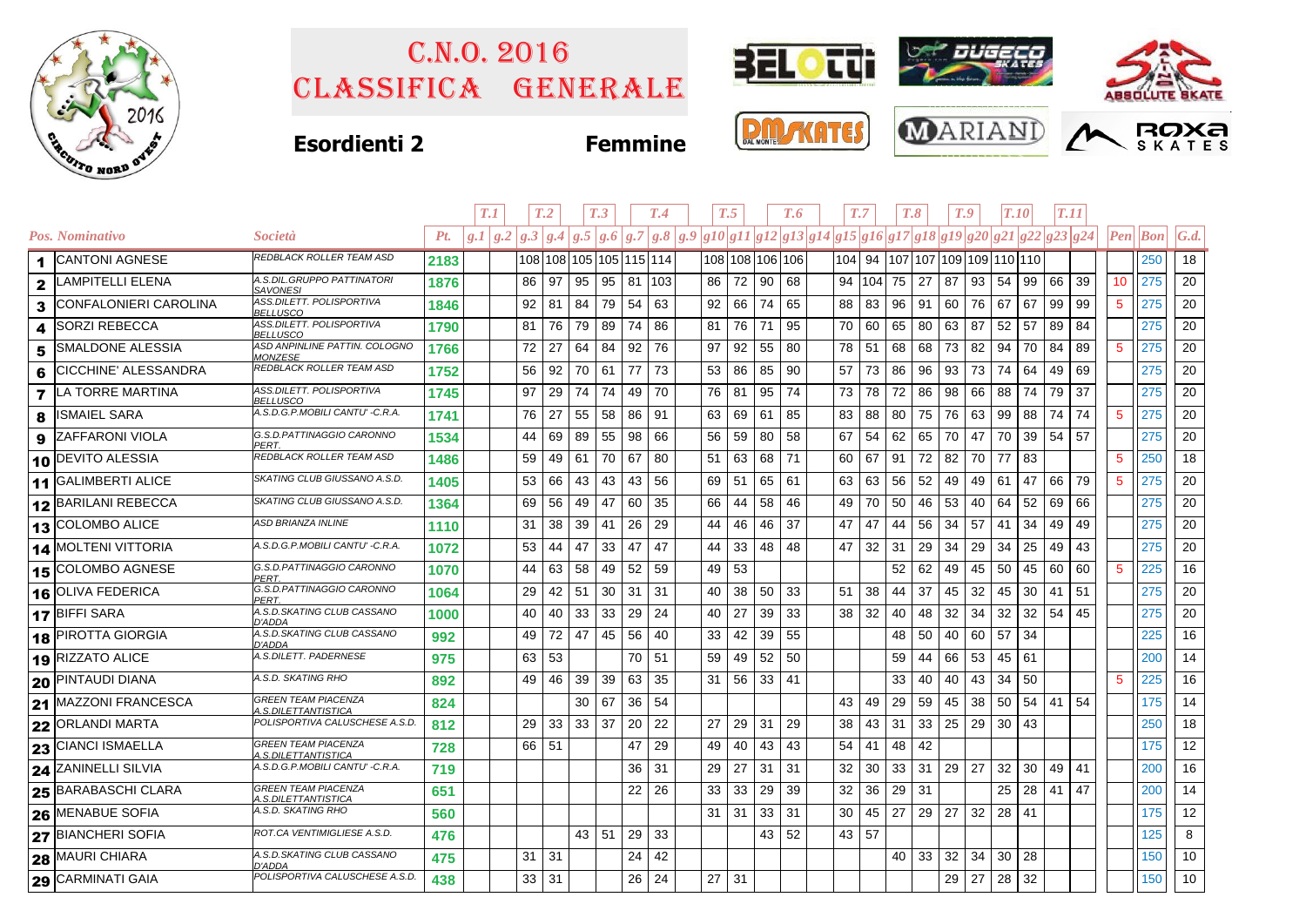# C.N.O. 2016
# Classifica Generale

**Esordienti 2** **Femmine**

| | | | | T.1 | | T.2 | | T.3 | | T.4 | | | T.5 | | T.6 | | | T.7 | | T.8 | | T.9 | | T.10 | | T.11 | | | | |
|---|---|---|---|---|---|---|---|---|---|---|---|---|---|---|---|---|---|---|---|---|---|---|---|---|---|---|---|---|---|---|
| *Pos.* | *Nominativo* | *Società* | *Pt.* | *g.1* | *g.2* | *g.3* | *g.4* | *g.5* | *g.6* | *g.7* | *g.8* | *g.9* | *g10* | *g11* | *g12* | *g13* | *g14* | *g15* | *g16* | *g17* | *g18* | *g19* | *g20* | *g21* | *g22* | *g23* | *g24* | *Pen* | *Bon* | *G.d.* |
| 1 | CANTONI AGNESE | REDBLACK ROLLER TEAM ASD | 2183 | | | 108 | 108 | 105 | 105 | 115 | 114 | | 108 | 108 | 106 | 106 | | 104 | 94 | 107 | 107 | 109 | 109 | 110 | 110 | | | | 250 | 18 |
| 2 | LAMPITELLI ELENA | A.S.DIL.GRUPPO PATTINATORI SAVONESI | 1876 | | | 86 | 97 | 95 | 95 | 81 | 103 | | 86 | 72 | 90 | 68 | | 94 | 104 | 75 | 27 | 87 | 93 | 54 | 99 | 66 | 39 | 10 | 275 | 20 |
| 3 | CONFALONIERI CAROLINA | ASS.DILETT. POLISPORTIVA BELLUSCO | 1846 | | | 92 | 81 | 84 | 79 | 54 | 63 | | 92 | 66 | 74 | 65 | | 88 | 83 | 96 | 91 | 60 | 76 | 67 | 67 | 99 | 99 | 5 | 275 | 20 |
| 4 | SORZI REBECCA | ASS.DILETT. POLISPORTIVA BELLUSCO | 1790 | | | 81 | 76 | 79 | 89 | 74 | 86 | | 81 | 76 | 71 | 95 | | 70 | 60 | 65 | 80 | 63 | 87 | 52 | 57 | 89 | 84 | | 275 | 20 |
| 5 | SMALDONE ALESSIA | ASD ANPINLINE PATTIN. COLOGNO MONZESE | 1766 | | | 72 | 27 | 64 | 84 | 92 | 76 | | 97 | 92 | 55 | 80 | | 78 | 51 | 68 | 68 | 73 | 82 | 94 | 70 | 84 | 89 | 5 | 275 | 20 |
| 6 | CICCHINE' ALESSANDRA | REDBLACK ROLLER TEAM ASD | 1752 | | | 56 | 92 | 70 | 61 | 77 | 73 | | 53 | 86 | 85 | 90 | | 57 | 73 | 86 | 96 | 93 | 73 | 74 | 64 | 49 | 69 | | 275 | 20 |
| 7 | LA TORRE MARTINA | ASS.DILETT. POLISPORTIVA BELLUSCO | 1745 | | | 97 | 29 | 74 | 74 | 49 | 70 | | 76 | 81 | 95 | 74 | | 73 | 78 | 72 | 86 | 98 | 66 | 88 | 74 | 79 | 37 | | 275 | 20 |
| 8 | ISMAIEL SARA | A.S.D.G.P.MOBILI CANTU' -C.R.A. | 1741 | | | 76 | 27 | 55 | 58 | 86 | 91 | | 63 | 69 | 61 | 85 | | 83 | 88 | 80 | 75 | 76 | 63 | 99 | 88 | 74 | 74 | 5 | 275 | 20 |
| 9 | ZAFFARONI VIOLA | G.S.D.PATTINAGGIO CARONNO PERT. | 1534 | | | 44 | 69 | 89 | 55 | 98 | 66 | | 56 | 59 | 80 | 58 | | 67 | 54 | 62 | 65 | 70 | 47 | 70 | 39 | 54 | 57 | | 275 | 20 |
| 10 | DEVITO ALESSIA | REDBLACK ROLLER TEAM ASD | 1486 | | | 59 | 49 | 61 | 70 | 67 | 80 | | 51 | 63 | 68 | 71 | | 60 | 67 | 91 | 72 | 82 | 70 | 77 | 83 | | | 5 | 250 | 18 |
| 11 | GALIMBERTI ALICE | SKATING CLUB GIUSSANO A.S.D. | 1405 | | | 53 | 66 | 43 | 43 | 43 | 56 | | 69 | 51 | 65 | 61 | | 63 | 63 | 56 | 52 | 49 | 49 | 61 | 47 | 66 | 79 | 5 | 275 | 20 |
| 12 | BARILANI REBECCA | SKATING CLUB GIUSSANO A.S.D. | 1364 | | | 69 | 56 | 49 | 47 | 60 | 35 | | 66 | 44 | 58 | 46 | | 49 | 70 | 50 | 46 | 53 | 40 | 64 | 52 | 69 | 66 | | 275 | 20 |
| 13 | COLOMBO ALICE | ASD BRIANZA INLINE | 1110 | | | 31 | 38 | 39 | 41 | 26 | 29 | | 44 | 46 | 46 | 37 | | 47 | 47 | 44 | 56 | 34 | 57 | 41 | 34 | 49 | 49 | | 275 | 20 |
| 14 | MOLTENI VITTORIA | A.S.D.G.P.MOBILI CANTU' -C.R.A. | 1072 | | | 53 | 44 | 47 | 33 | 47 | 47 | | 44 | 33 | 48 | 48 | | 47 | 32 | 31 | 29 | 34 | 29 | 34 | 25 | 49 | 43 | | 275 | 20 |
| 15 | COLOMBO AGNESE | G.S.D.PATTINAGGIO CARONNO PERT. | 1070 | | | 44 | 63 | 58 | 49 | 52 | 59 | | 49 | 53 | | | | | | 52 | 62 | 49 | 45 | 50 | 45 | 60 | 60 | 5 | 225 | 16 |
| 16 | OLIVA FEDERICA | G.S.D.PATTINAGGIO CARONNO PERT. | 1064 | | | 29 | 42 | 51 | 30 | 31 | 31 | | 40 | 38 | 50 | 33 | | 51 | 38 | 44 | 37 | 45 | 32 | 45 | 30 | 41 | 51 | | 275 | 20 |
| 17 | BIFFI SARA | A.S.D.SKATING CLUB CASSANO D'ADDA | 1000 | | | 40 | 40 | 33 | 33 | 29 | 24 | | 40 | 27 | 39 | 33 | | 38 | 32 | 40 | 48 | 32 | 34 | 32 | 32 | 54 | 45 | | 275 | 20 |
| 18 | PIROTTA GIORGIA | A.S.D.SKATING CLUB CASSANO D'ADDA | 992 | | | 49 | 72 | 47 | 45 | 56 | 40 | | 33 | 42 | 39 | 55 | | | | 48 | 50 | 40 | 60 | 57 | 34 | | | | 225 | 16 |
| 19 | RIZZATO ALICE | A.S.DILETT. PADERNESE | 975 | | | 63 | 53 | | | 70 | 51 | | 59 | 49 | 52 | 50 | | | | 59 | 44 | 66 | 53 | 45 | 61 | | | | 200 | 14 |
| 20 | PINTAUDI DIANA | A.S.D. SKATING RHO | 892 | | | 49 | 46 | 39 | 39 | 63 | 35 | | 31 | 56 | 33 | 41 | | | | 33 | 40 | 40 | 43 | 34 | 50 | | | 5 | 225 | 16 |
| 21 | MAZZONI FRANCESCA | GREEN TEAM PIACENZA A.S.DILETTANTISTICA | 824 | | | | | 30 | 67 | 36 | 54 | | | | | | | 43 | 49 | 29 | 59 | 45 | 38 | 50 | 54 | 41 | 54 | | 175 | 14 |
| 22 | ORLANDI MARTA | POLISPORTIVA CALUSCHESE A.S.D. | 812 | | | 29 | 33 | 33 | 37 | 20 | 22 | | 27 | 29 | 31 | 29 | | 38 | 43 | 31 | 33 | 25 | 29 | 30 | 43 | | | | 250 | 18 |
| 23 | CIANCI ISMAELLA | GREEN TEAM PIACENZA A.S.DILETTANTISTICA | 728 | | | 66 | 51 | | | 47 | 29 | | 49 | 40 | 43 | 43 | | 54 | 41 | 48 | 42 | | | | | | | | 175 | 12 |
| 24 | ZANINELLI SILVIA | A.S.D.G.P.MOBILI CANTU' -C.R.A. | 719 | | | | | | | 36 | 31 | | 29 | 27 | 31 | 31 | | 32 | 30 | 33 | 31 | 29 | 27 | 32 | 30 | 49 | 41 | | 200 | 16 |
| 25 | BARABASCHI CLARA | GREEN TEAM PIACENZA A.S.DILETTANTISTICA | 651 | | | | | | | 22 | 26 | | 33 | 33 | 29 | 39 | | 32 | 36 | 29 | 31 | | | 25 | 28 | 41 | 47 | | 200 | 14 |
| 26 | MENABUE SOFIA | A.S.D. SKATING RHO | 560 | | | | | | | | | | 31 | 31 | 33 | 31 | | 30 | 45 | 27 | 29 | 27 | 32 | 28 | 41 | | | | 175 | 12 |
| 27 | BIANCHERI SOFIA | ROT.CA VENTIMIGLIESE A.S.D. | 476 | | | | | 43 | 51 | 29 | 33 | | | | 43 | 52 | | 43 | 57 | | | | | | | | | | 125 | 8 |
| 28 | MAURI CHIARA | A.S.D.SKATING CLUB CASSANO D'ADDA | 475 | | | 31 | 31 | | | 24 | 42 | | | | | | | | | 40 | 33 | 32 | 34 | 30 | 28 | | | | 150 | 10 |
| 29 | CARMINATI GAIA | POLISPORTIVA CALUSCHESE A.S.D. | 438 | | | 33 | 31 | | | 26 | 24 | | 27 | 31 | | | | | | | | 29 | 27 | 28 | 32 | | | | 150 | 10 |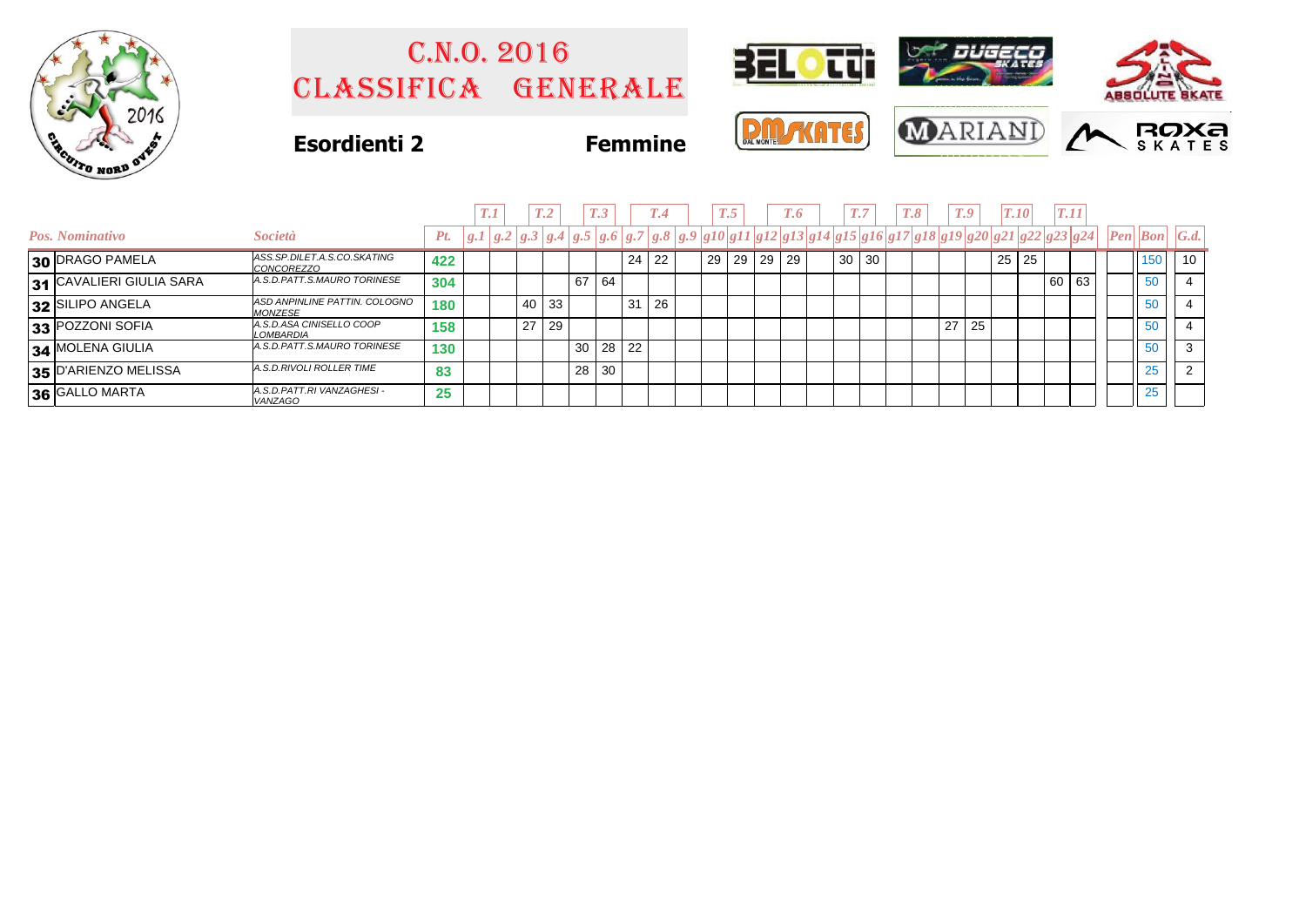# C.N.O. 2016
# CLASSIFICA GENERALE

**Esordienti 2** **Femmine**

| | | | | T.1 | | T.2 | | T.3 | | T.4 | | | T.5 | | T.6 | | | T.7 | | T.8 | | T.9 | | T.10 | | T.11 | | | | |
|---|---|---|---|---|---|---|---|---|---|---|---|---|---|---|---|---|---|---|---|---|---|---|---|---|---|---|---|---|---|---|
| Pos. | Nominativo | Società | Pt. | g.1 | g.2 | g.3 | g.4 | g.5 | g.6 | g.7 | g.8 | g.9 | g10 | g11 | g12 | g13 | g14 | g15 | g16 | g17 | g18 | g19 | g20 | g21 | g22 | g23 | g24 | Pen | Bon | G.d. |
| 30 | DRAGO PAMELA | ASS.SP.DILET.A.S.CO.SKATING CONCOREZZO | 422 | | | | | | | 24 | 22 | | 29 | 29 | 29 | 29 | | 30 | 30 | | | | | 25 | 25 | | | | 150 | 10 |
| 31 | CAVALIERI GIULIA SARA | A.S.D.PATT.S.MAURO TORINESE | 304 | | | | | 67 | 64 | | | | | | | | | | | | | | | | | 60 | 63 | | 50 | 4 |
| 32 | SILIPO ANGELA | ASD ANPINLINE PATTIN. COLOGNO MONZESE | 180 | | | 40 | 33 | | | 31 | 26 | | | | | | | | | | | | | | | | | | 50 | 4 |
| 33 | POZZONI SOFIA | A.S.D.ASA CINISELLO COOP LOMBARDIA | 158 | | | 27 | 29 | | | | | | | | | | | | | | | 27 | 25 | | | | | | 50 | 4 |
| 34 | MOLENA GIULIA | A.S.D.PATT.S.MAURO TORINESE | 130 | | | | | 30 | 28 | 22 | | | | | | | | | | | | | | | | | | | 50 | 3 |
| 35 | D'ARIENZO MELISSA | A.S.D.RIVOLI ROLLER TIME | 83 | | | | | 28 | 30 | | | | | | | | | | | | | | | | | | | | 25 | 2 |
| 36 | GALLO MARTA | A.S.D.PATT.RI VANZAGHESI - VANZAGO | 25 | | | | | | | | | | | | | | | | | | | | | | | | | | 25 | |